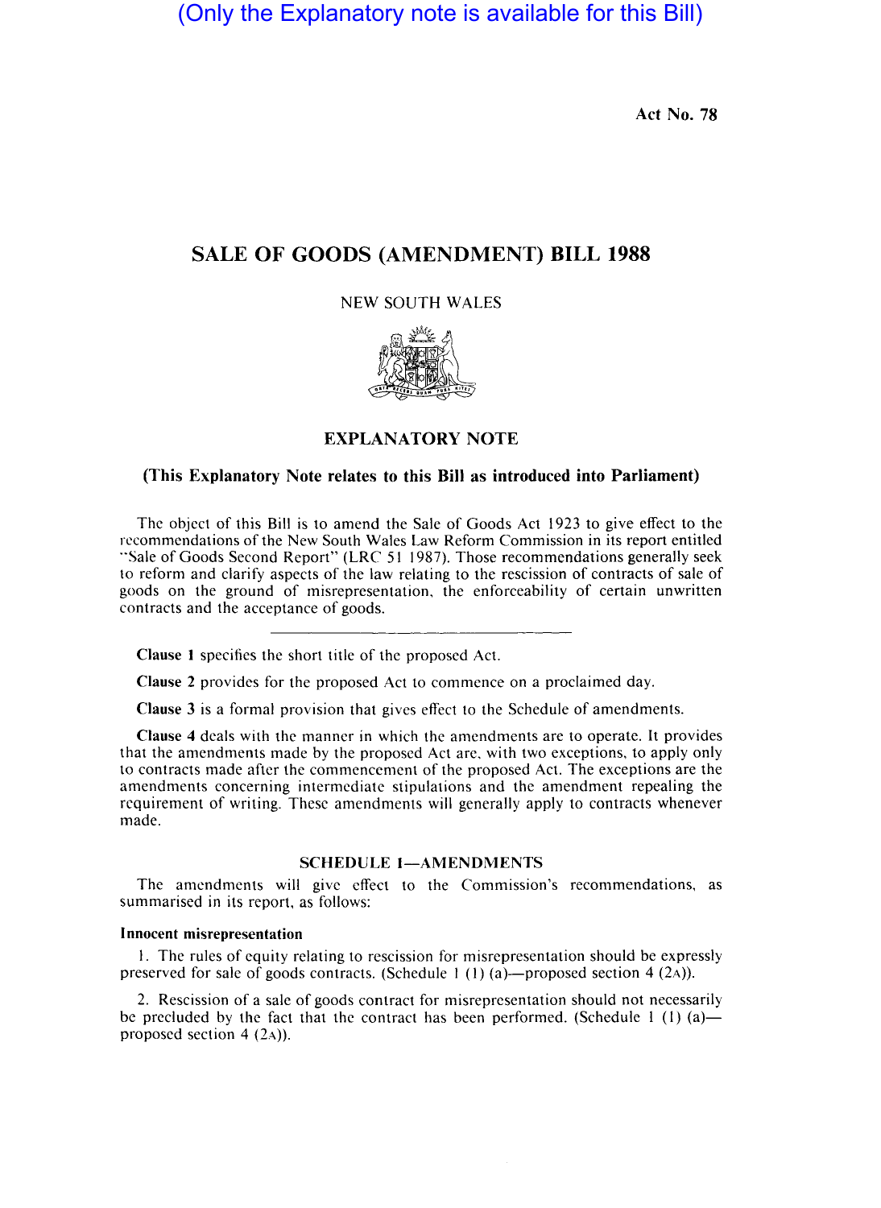(Only the Explanatory note is available for this Bill)

Act No. 78

# SALE OF GOODS (AMENDMENT) BILL 1988

NEW SOUTH WALES

## EXPLANATORY NOTE

### (This Explanatory Note relates to this Bill as introduced into Parliament)

The object of this Bill is to amend the Sale of Goods Act 1923 to give effect to the recommendations of the New South Wales Law Reform Commission in its report entitled "Sale of Goods Second Report" (LRC 51 1987). Those recommendations generally seek to reform and clarify aspects of the law relating to the rescission of contracts of sale of goods on the ground of misrepresentation, the enforceability of certain unwritten contracts and the acceptance of goods.

---

**Clause 1** specifies the short title of the proposed Act.

**Clause 2** provides for the proposed Act to commence on a proclaimed day.

**Clause 3** is a formal provision that gives effect to the Schedule of amendments.

**Clause 4** deals with the manner in which the amendments are to operate. It provides that the amendments made by the proposed Act are, with two exceptions, to apply only to contracts made after the commencement of the proposed Act. The exceptions are the amendments concerning intermediate stipulations and the amendment repealing the requirement of writing. These amendments will generally apply to contracts whenever made.

### SCHEDULE 1—AMENDMENTS

The amendments will give effect to the Commission's recommendations, as summarised in its report, as follows:

**Innocent misrepresentation**

1. The rules of equity relating to rescission for misrepresentation should be expressly preserved for sale of goods contracts. (Schedule 1 (1) (a)—proposed section 4 (2A)).

2. Rescission of a sale of goods contract for misrepresentation should not necessarily be precluded by the fact that the contract has been performed. (Schedule 1 (1) (a)—proposed section 4 (2A)).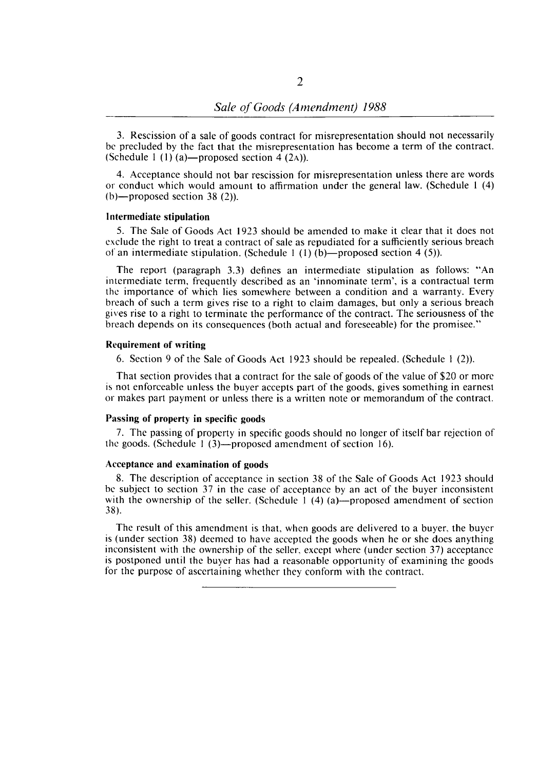3. Rescission of a sale of goods contract for misrepresentation should not necessarily be precluded by the fact that the misrepresentation has become a term of the contract. (Schedule 1 (1) (a)—proposed section 4 (2A)).

4. Acceptance should not bar rescission for misrepresentation unless there are words or conduct which would amount to affirmation under the general law. (Schedule 1 (4) (b)—proposed section 38 (2)).

### Intermediate stipulation

5. The Sale of Goods Act 1923 should be amended to make it clear that it does not exclude the right to treat a contract of sale as repudiated for a sufficiently serious breach of an intermediate stipulation. (Schedule 1 (1) (b)—proposed section 4 (5)).

The report (paragraph 3.3) defines an intermediate stipulation as follows: "An intermediate term, frequently described as an 'innominate term', is a contractual term the importance of which lies somewhere between a condition and a warranty. Every breach of such a term gives rise to a right to claim damages, but only a serious breach gives rise to a right to terminate the performance of the contract. The seriousness of the breach depends on its consequences (both actual and foreseeable) for the promisee."

### Requirement of writing

6. Section 9 of the Sale of Goods Act 1923 should be repealed. (Schedule 1 (2)).

That section provides that a contract for the sale of goods of the value of $20 or more is not enforceable unless the buyer accepts part of the goods, gives something in earnest or makes part payment or unless there is a written note or memorandum of the contract.

### Passing of property in specific goods

7. The passing of property in specific goods should no longer of itself bar rejection of the goods. (Schedule 1 (3)—proposed amendment of section 16).

### Acceptance and examination of goods

8. The description of acceptance in section 38 of the Sale of Goods Act 1923 should be subject to section 37 in the case of acceptance by an act of the buyer inconsistent with the ownership of the seller. (Schedule 1 (4) (a)—proposed amendment of section 38).

The result of this amendment is that, when goods are delivered to a buyer, the buyer is (under section 38) deemed to have accepted the goods when he or she does anything inconsistent with the ownership of the seller, except where (under section 37) acceptance is postponed until the buyer has had a reasonable opportunity of examining the goods for the purpose of ascertaining whether they conform with the contract.